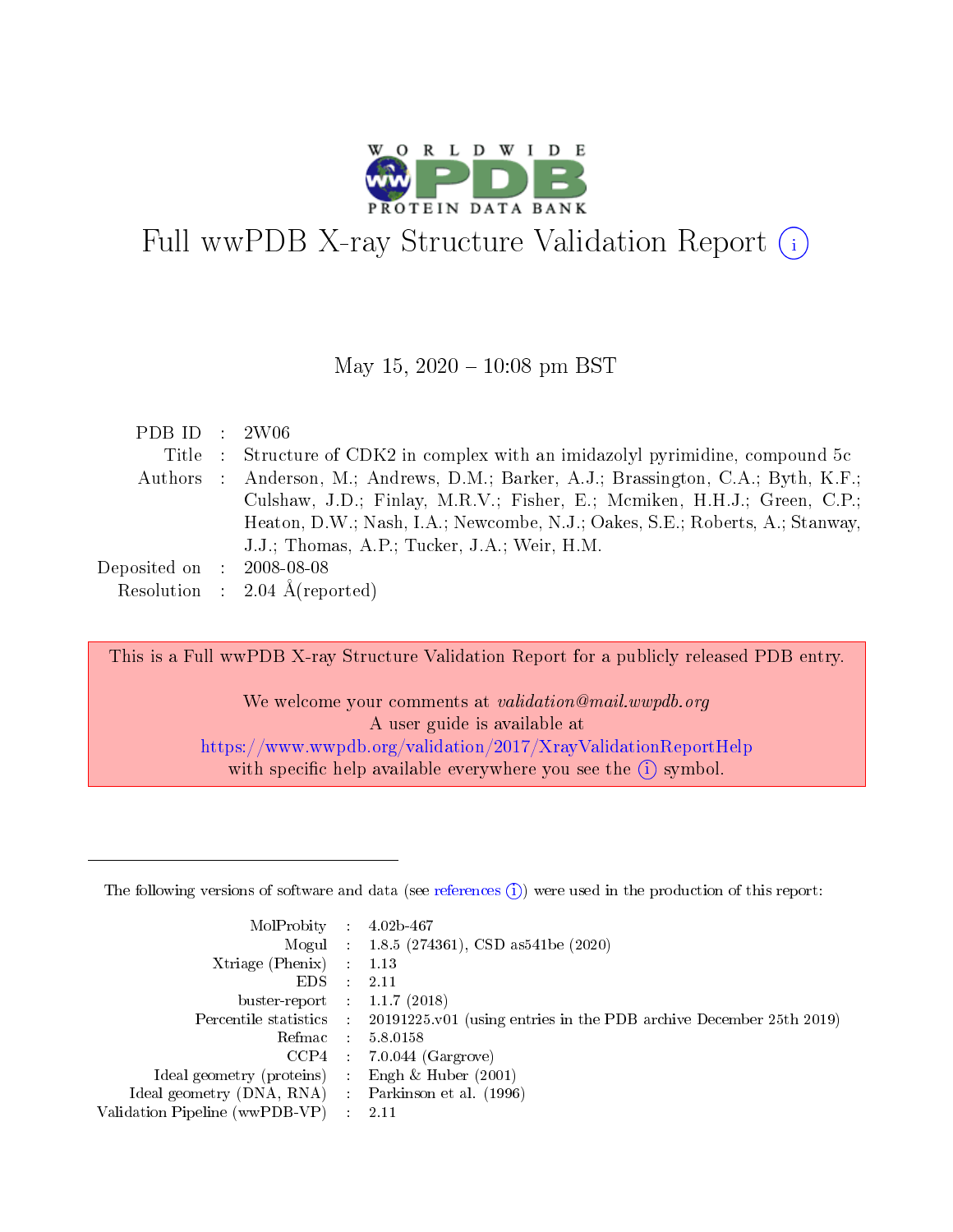# Full wwPDB X-ray Structure Validation Report (i)

May 15, 2020 – 10:08 pm BST

| | | |
|---|---|---|
| PDB ID | : | 2W06 |
| Title | : | Structure of CDK2 in complex with an imidazolyl pyrimidine, compound 5c |
| Authors | : | Anderson, M.; Andrews, D.M.; Barker, A.J.; Brassington, C.A.; Byth, K.F.; Culshaw, J.D.; Finlay, M.R.V.; Fisher, E.; Mcmiken, H.H.J.; Green, C.P.; Heaton, D.W.; Nash, I.A.; Newcombe, N.J.; Oakes, S.E.; Roberts, A.; Stanway, J.J.; Thomas, A.P.; Tucker, J.A.; Weir, H.M. |
| Deposited on | : | 2008-08-08 |
| Resolution | : | 2.04 Å(reported) |

This is a Full wwPDB X-ray Structure Validation Report for a publicly released PDB entry.

We welcome your comments at *validation@mail.wwpdb.org*
A user guide is available at
https://www.wwpdb.org/validation/2017/XrayValidationReportHelp
with specific help available everywhere you see the (i) symbol.

---

The following versions of software and data (see references (i)) were used in the production of this report:

| | | |
|---|---|---|
| MolProbity | : | 4.02b-467 |
| Mogul | : | 1.8.5 (274361), CSD as541be (2020) |
| Xtriage (Phenix) | : | 1.13 |
| EDS | : | 2.11 |
| buster-report | : | 1.1.7 (2018) |
| Percentile statistics | : | 20191225.v01 (using entries in the PDB archive December 25th 2019) |
| Refmac | : | 5.8.0158 |
| CCP4 | : | 7.0.044 (Gargrove) |
| Ideal geometry (proteins) | : | Engh & Huber (2001) |
| Ideal geometry (DNA, RNA) | : | Parkinson et al. (1996) |
| Validation Pipeline (wwPDB-VP) | : | 2.11 |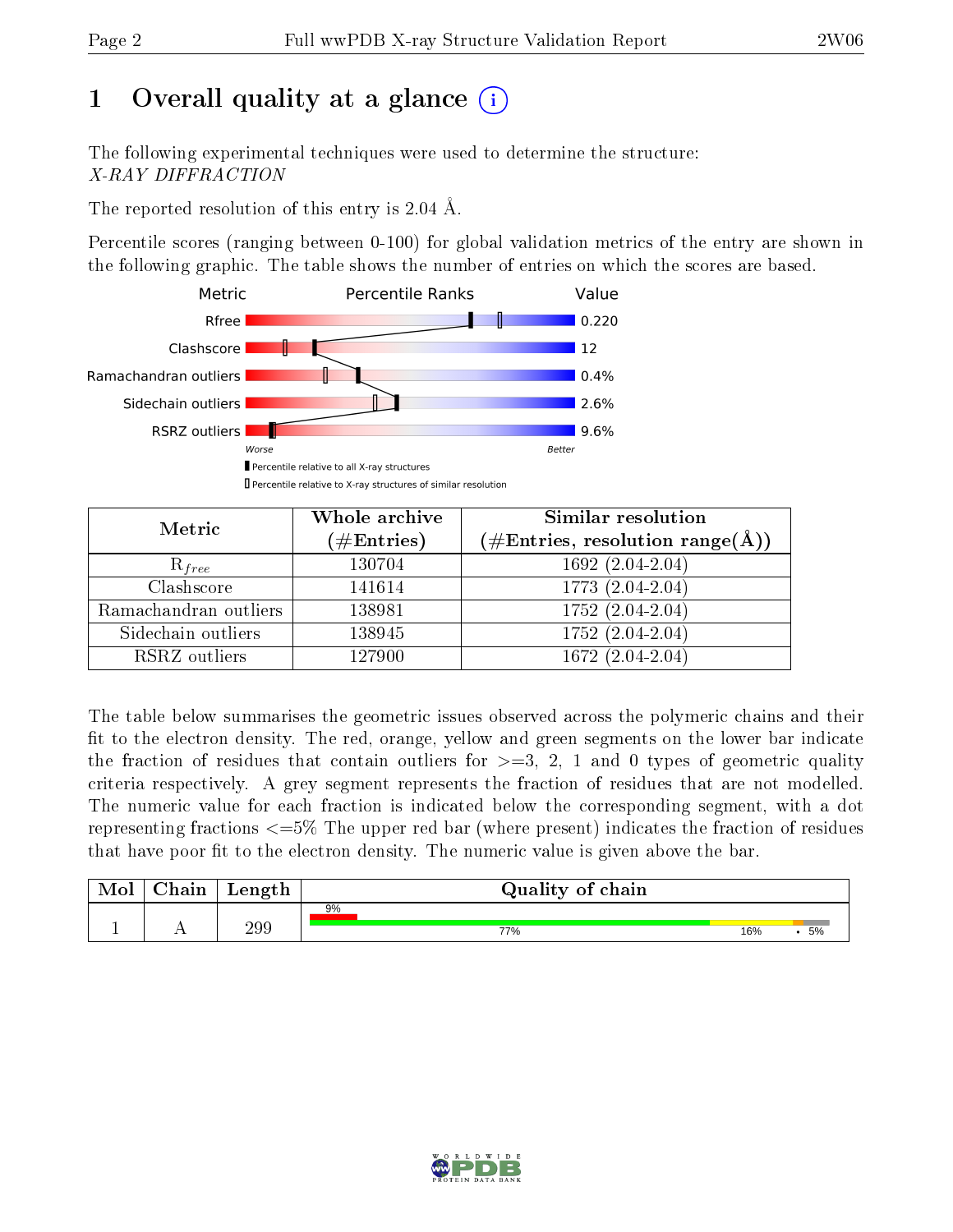# 1 Overall quality at a glance

The following experimental techniques were used to determine the structure:
*X-RAY DIFFRACTION*

The reported resolution of this entry is 2.04 Å.

Percentile scores (ranging between 0-100) for global validation metrics of the entry are shown in the following graphic. The table shows the number of entries on which the scores are based.

| Metric | Value |
|---|---|
| Rfree | 0.220 |
| Clashscore | 12 |
| Ramachandran outliers | 0.4% |
| Sidechain outliers | 2.6% |
| RSRZ outliers | 9.6% |

| Metric | Whole archive (#Entries) | Similar resolution (#Entries, resolution range(Å)) |
|---|---|---|
| $R_{free}$ | 130704 | 1692 (2.04-2.04) |
| Clashscore | 141614 | 1773 (2.04-2.04) |
| Ramachandran outliers | 138981 | 1752 (2.04-2.04) |
| Sidechain outliers | 138945 | 1752 (2.04-2.04) |
| RSRZ outliers | 127900 | 1672 (2.04-2.04) |

The table below summarises the geometric issues observed across the polymeric chains and their fit to the electron density. The red, orange, yellow and green segments on the lower bar indicate the fraction of residues that contain outliers for >=3, 2, 1 and 0 types of geometric quality criteria respectively. A grey segment represents the fraction of residues that are not modelled. The numeric value for each fraction is indicated below the corresponding segment, with a dot representing fractions <=5% The upper red bar (where present) indicates the fraction of residues that have poor fit to the electron density. The numeric value is given above the bar.

| Mol | Chain | Length | Quality of chain |
|---|---|---|---|
| 1 | A | 299 | 9% (poor fit); 77%, 16%, •, 5% |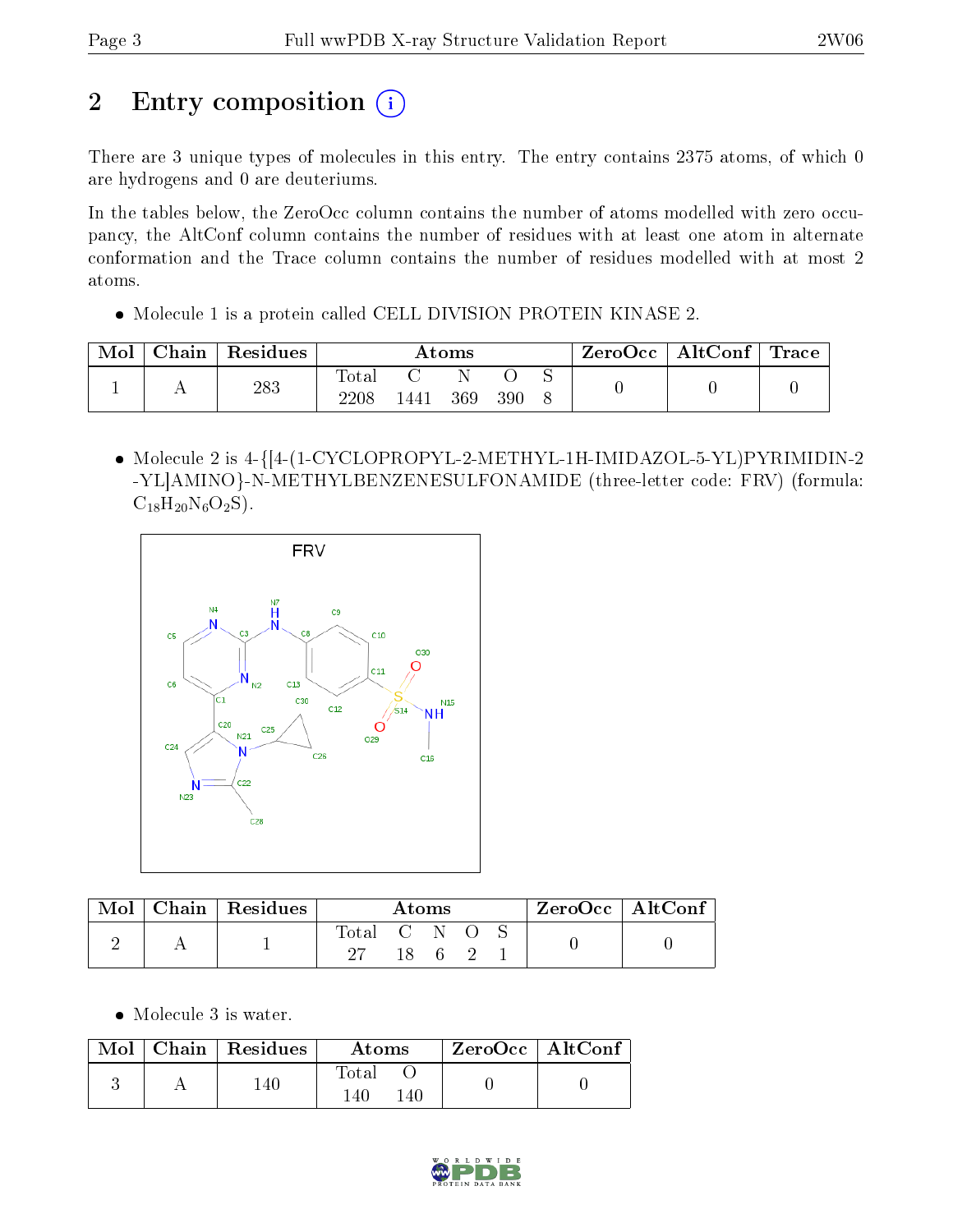# 2 Entry composition

There are 3 unique types of molecules in this entry. The entry contains 2375 atoms, of which 0 are hydrogens and 0 are deuteriums.

In the tables below, the ZeroOcc column contains the number of atoms modelled with zero occupancy, the AltConf column contains the number of residues with at least one atom in alternate conformation and the Trace column contains the number of residues modelled with at most 2 atoms.

- Molecule 1 is a protein called CELL DIVISION PROTEIN KINASE 2.

| Mol | Chain | Residues | Atoms | | | | | ZeroOcc | AltConf | Trace |
|---|---|---|---|---|---|---|---|---|---|---|
| 1 | A | 283 | Total | C | N | O | S | 0 | 0 | 0 |
| | | | 2208 | 1441 | 369 | 390 | 8 | | | |

- Molecule 2 is 4-{[4-(1-CYCLOPROPYL-2-METHYL-1H-IMIDAZOL-5-YL)PYRIMIDIN-2-YL]AMINO}-N-METHYLBENZENESULFONAMIDE (three-letter code: FRV) (formula: $C_{18}H_{20}N_6O_2S$).

| Mol | Chain | Residues | Atoms | | | | | ZeroOcc | AltConf |
|---|---|---|---|---|---|---|---|---|---|
| 2 | A | 1 | Total | C | N | O | S | 0 | 0 |
| | | | 27 | 18 | 6 | 2 | 1 | | |

- Molecule 3 is water.

| Mol | Chain | Residues | Atoms | | ZeroOcc | AltConf |
|---|---|---|---|---|---|---|
| 3 | A | 140 | Total | O | 0 | 0 |
| | | | 140 | 140 | | |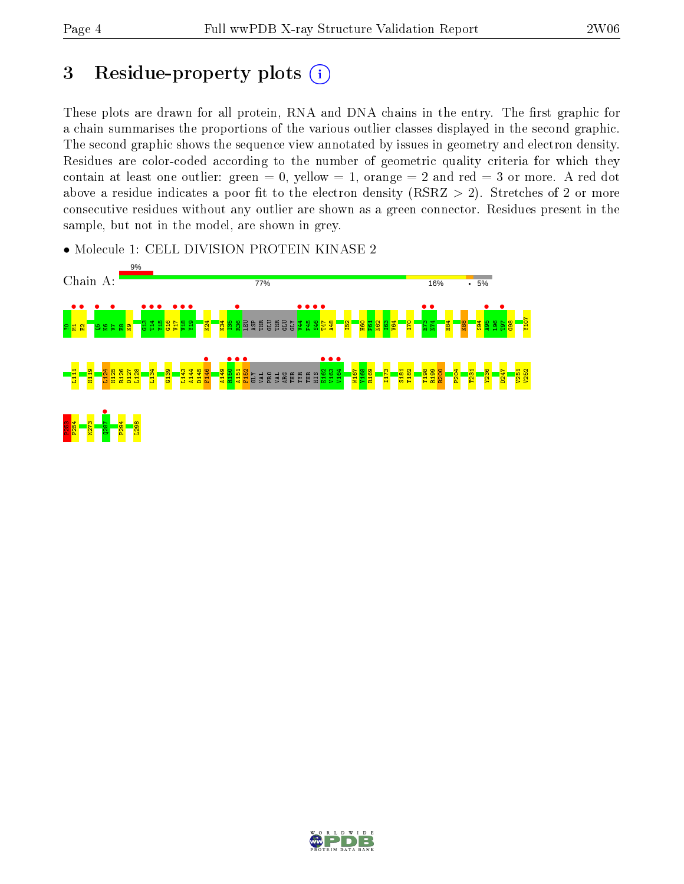# 3 Residue-property plots

These plots are drawn for all protein, RNA and DNA chains in the entry. The first graphic for a chain summarises the proportions of the various outlier classes displayed in the second graphic. The second graphic shows the sequence view annotated by issues in geometry and electron density. Residues are color-coded according to the number of geometric quality criteria for which they contain at least one outlier: green = 0, yellow = 1, orange = 2 and red = 3 or more. A red dot above a residue indicates a poor fit to the electron density (RSRZ > 2). Stretches of 2 or more consecutive residues without any outlier are shown as a green connector. Residues present in the sample, but not in the model, are shown in grey.

- Molecule 1: CELL DIVISION PROTEIN KINASE 2

Chain A: 9% | 77% | 16% | • | 5%

P0 M1 E2 Q5 K6 V7 E8 K9 G13 T14 Y15 G16 V17 V18 Y19 K24 K34 I35 R36 LEU ASP THR GLU THR GLU GLY V44 P45 S46 T47 A48 I52 H60 P61 N62 I63 V64 I70 E73 N74 H84 K88 S94 A95 L96 T97 G98 Y107 L111 H119 L124 H125 R126 D127 L128 L134 G139 L143 A144 D145 F146 A149 R150 A151 F152 GLY VAL PRO VAL ARG THR TYR THR HIS E162 V163 V164 W167 Y168 R169 I173 S181 T182 T198 R199 R200 P204 T231 Y236 D247 V251 V252 P253 P254 K273 Q287 P294 L298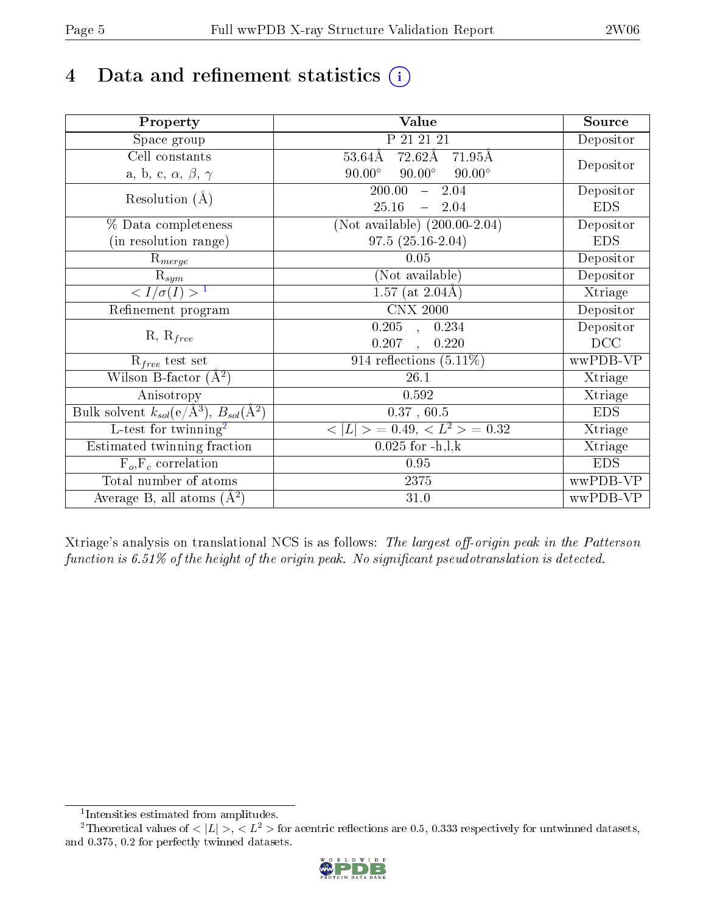# 4 Data and refinement statistics (i)

| Property | Value | Source |
|---|---|---|
| Space group | P 21 21 21 | Depositor |
| Cell constants<br>a, b, c, $\alpha$, $\beta$, $\gamma$ | 53.64Å 72.62Å 71.95Å<br>90.00° 90.00° 90.00° | Depositor |
| Resolution (Å) | 200.00 – 2.04<br>25.16 – 2.04 | Depositor<br>EDS |
| % Data completeness<br>(in resolution range) | (Not available) (200.00-2.04)<br>97.5 (25.16-2.04) | Depositor<br>EDS |
| $R_{merge}$ | 0.05 | Depositor |
| $R_{sym}$ | (Not available) | Depositor |
| $< I/\sigma(I) >$ [1] | 1.57 (at 2.04Å) | Xtriage |
| Refinement program | CNX 2000 | Depositor |
| R, $R_{free}$ | 0.205 , 0.234<br>0.207 , 0.220 | Depositor<br>DCC |
| $R_{free}$ test set | 914 reflections (5.11%) | wwPDB-VP |
| Wilson B-factor (Å$^2$) | 26.1 | Xtriage |
| Anisotropy | 0.592 | Xtriage |
| Bulk solvent $k_{sol}$(e/Å$^3$), $B_{sol}$(Å$^2$) | 0.37 , 60.5 | EDS |
| L-test for twinning[2] | $< \|L\| >$ = 0.49, $< L^2 >$ = 0.32 | Xtriage |
| Estimated twinning fraction | 0.025 for -h,l,k | Xtriage |
| $F_o$,$F_c$ correlation | 0.95 | EDS |
| Total number of atoms | 2375 | wwPDB-VP |
| Average B, all atoms (Å$^2$) | 31.0 | wwPDB-VP |

Xtriage's analysis on translational NCS is as follows: *The largest off-origin peak in the Patterson function is 6.51% of the height of the origin peak. No significant pseudotranslation is detected.*

[1] Intensities estimated from amplitudes.

[2] Theoretical values of $< |L| >$, $< L^2 >$ for acentric reflections are 0.5, 0.333 respectively for untwinned datasets, and 0.375, 0.2 for perfectly twinned datasets.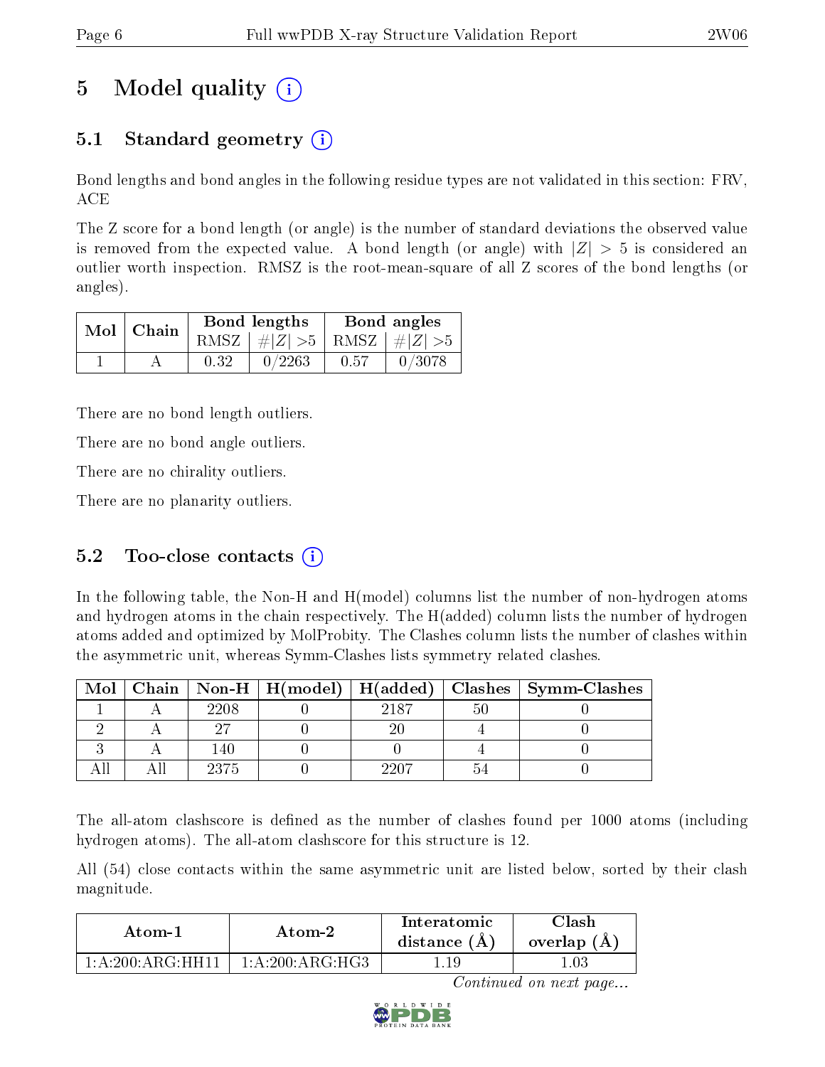# 5 Model quality

## 5.1 Standard geometry

Bond lengths and bond angles in the following residue types are not validated in this section: FRV, ACE

The Z score for a bond length (or angle) is the number of standard deviations the observed value is removed from the expected value. A bond length (or angle) with $|Z| > 5$ is considered an outlier worth inspection. RMSZ is the root-mean-square of all Z scores of the bond lengths (or angles).

| Mol | Chain | Bond lengths | | Bond angles | |
|---|---|---|---|---|---|
| | | RMSZ | #\|Z\| >5 | RMSZ | #\|Z\| >5 |
| 1 | A | 0.32 | 0/2263 | 0.57 | 0/3078 |

There are no bond length outliers.

There are no bond angle outliers.

There are no chirality outliers.

There are no planarity outliers.

## 5.2 Too-close contacts

In the following table, the Non-H and H(model) columns list the number of non-hydrogen atoms and hydrogen atoms in the chain respectively. The H(added) column lists the number of hydrogen atoms added and optimized by MolProbity. The Clashes column lists the number of clashes within the asymmetric unit, whereas Symm-Clashes lists symmetry related clashes.

| Mol | Chain | Non-H | H(model) | H(added) | Clashes | Symm-Clashes |
|---|---|---|---|---|---|---|
| 1 | A | 2208 | 0 | 2187 | 50 | 0 |
| 2 | A | 27 | 0 | 20 | 4 | 0 |
| 3 | A | 140 | 0 | 0 | 4 | 0 |
| All | All | 2375 | 0 | 2207 | 54 | 0 |

The all-atom clashscore is defined as the number of clashes found per 1000 atoms (including hydrogen atoms). The all-atom clashscore for this structure is 12.

All (54) close contacts within the same asymmetric unit are listed below, sorted by their clash magnitude.

| Atom-1 | Atom-2 | Interatomic distance (Å) | Clash overlap (Å) |
|---|---|---|---|
| 1:A:200:ARG:HH11 | 1:A:200:ARG:HG3 | 1.19 | 1.03 |

*Continued on next page...*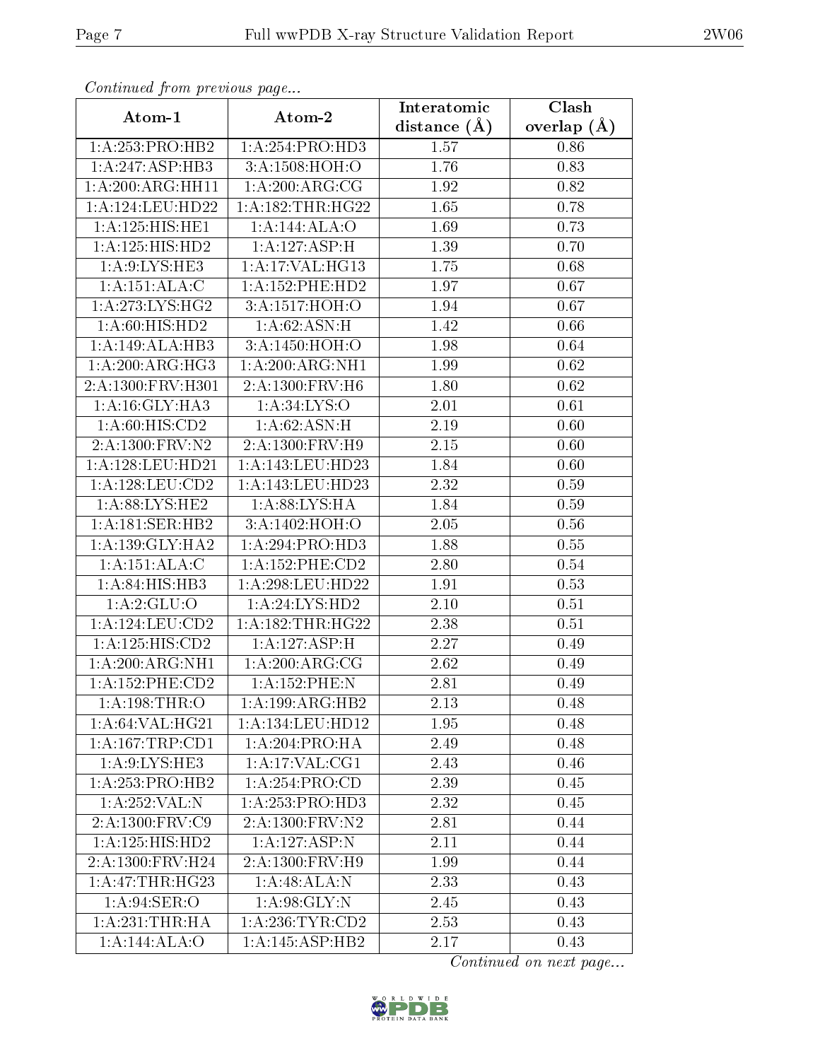*Continued from previous page...*

| Atom-1 | Atom-2 | Interatomic distance (Å) | Clash overlap (Å) |
|---|---|---|---|
| 1:A:253:PRO:HB2 | 1:A:254:PRO:HD3 | 1.57 | 0.86 |
| 1:A:247:ASP:HB3 | 3:A:1508:HOH:O | 1.76 | 0.83 |
| 1:A:200:ARG:HH11 | 1:A:200:ARG:CG | 1.92 | 0.82 |
| 1:A:124:LEU:HD22 | 1:A:182:THR:HG22 | 1.65 | 0.78 |
| 1:A:125:HIS:HE1 | 1:A:144:ALA:O | 1.69 | 0.73 |
| 1:A:125:HIS:HD2 | 1:A:127:ASP:H | 1.39 | 0.70 |
| 1:A:9:LYS:HE3 | 1:A:17:VAL:HG13 | 1.75 | 0.68 |
| 1:A:151:ALA:C | 1:A:152:PHE:HD2 | 1.97 | 0.67 |
| 1:A:273:LYS:HG2 | 3:A:1517:HOH:O | 1.94 | 0.67 |
| 1:A:60:HIS:HD2 | 1:A:62:ASN:H | 1.42 | 0.66 |
| 1:A:149:ALA:HB3 | 3:A:1450:HOH:O | 1.98 | 0.64 |
| 1:A:200:ARG:HG3 | 1:A:200:ARG:NH1 | 1.99 | 0.62 |
| 2:A:1300:FRV:H301 | 2:A:1300:FRV:H6 | 1.80 | 0.62 |
| 1:A:16:GLY:HA3 | 1:A:34:LYS:O | 2.01 | 0.61 |
| 1:A:60:HIS:CD2 | 1:A:62:ASN:H | 2.19 | 0.60 |
| 2:A:1300:FRV:N2 | 2:A:1300:FRV:H9 | 2.15 | 0.60 |
| 1:A:128:LEU:HD21 | 1:A:143:LEU:HD23 | 1.84 | 0.60 |
| 1:A:128:LEU:CD2 | 1:A:143:LEU:HD23 | 2.32 | 0.59 |
| 1:A:88:LYS:HE2 | 1:A:88:LYS:HA | 1.84 | 0.59 |
| 1:A:181:SER:HB2 | 3:A:1402:HOH:O | 2.05 | 0.56 |
| 1:A:139:GLY:HA2 | 1:A:294:PRO:HD3 | 1.88 | 0.55 |
| 1:A:151:ALA:C | 1:A:152:PHE:CD2 | 2.80 | 0.54 |
| 1:A:84:HIS:HB3 | 1:A:298:LEU:HD22 | 1.91 | 0.53 |
| 1:A:2:GLU:O | 1:A:24:LYS:HD2 | 2.10 | 0.51 |
| 1:A:124:LEU:CD2 | 1:A:182:THR:HG22 | 2.38 | 0.51 |
| 1:A:125:HIS:CD2 | 1:A:127:ASP:H | 2.27 | 0.49 |
| 1:A:200:ARG:NH1 | 1:A:200:ARG:CG | 2.62 | 0.49 |
| 1:A:152:PHE:CD2 | 1:A:152:PHE:N | 2.81 | 0.49 |
| 1:A:198:THR:O | 1:A:199:ARG:HB2 | 2.13 | 0.48 |
| 1:A:64:VAL:HG21 | 1:A:134:LEU:HD12 | 1.95 | 0.48 |
| 1:A:167:TRP:CD1 | 1:A:204:PRO:HA | 2.49 | 0.48 |
| 1:A:9:LYS:HE3 | 1:A:17:VAL:CG1 | 2.43 | 0.46 |
| 1:A:253:PRO:HB2 | 1:A:254:PRO:CD | 2.39 | 0.45 |
| 1:A:252:VAL:N | 1:A:253:PRO:HD3 | 2.32 | 0.45 |
| 2:A:1300:FRV:C9 | 2:A:1300:FRV:N2 | 2.81 | 0.44 |
| 1:A:125:HIS:HD2 | 1:A:127:ASP:N | 2.11 | 0.44 |
| 2:A:1300:FRV:H24 | 2:A:1300:FRV:H9 | 1.99 | 0.44 |
| 1:A:47:THR:HG23 | 1:A:48:ALA:N | 2.33 | 0.43 |
| 1:A:94:SER:O | 1:A:98:GLY:N | 2.45 | 0.43 |
| 1:A:231:THR:HA | 1:A:236:TYR:CD2 | 2.53 | 0.43 |
| 1:A:144:ALA:O | 1:A:145:ASP:HB2 | 2.17 | 0.43 |

*Continued on next page...*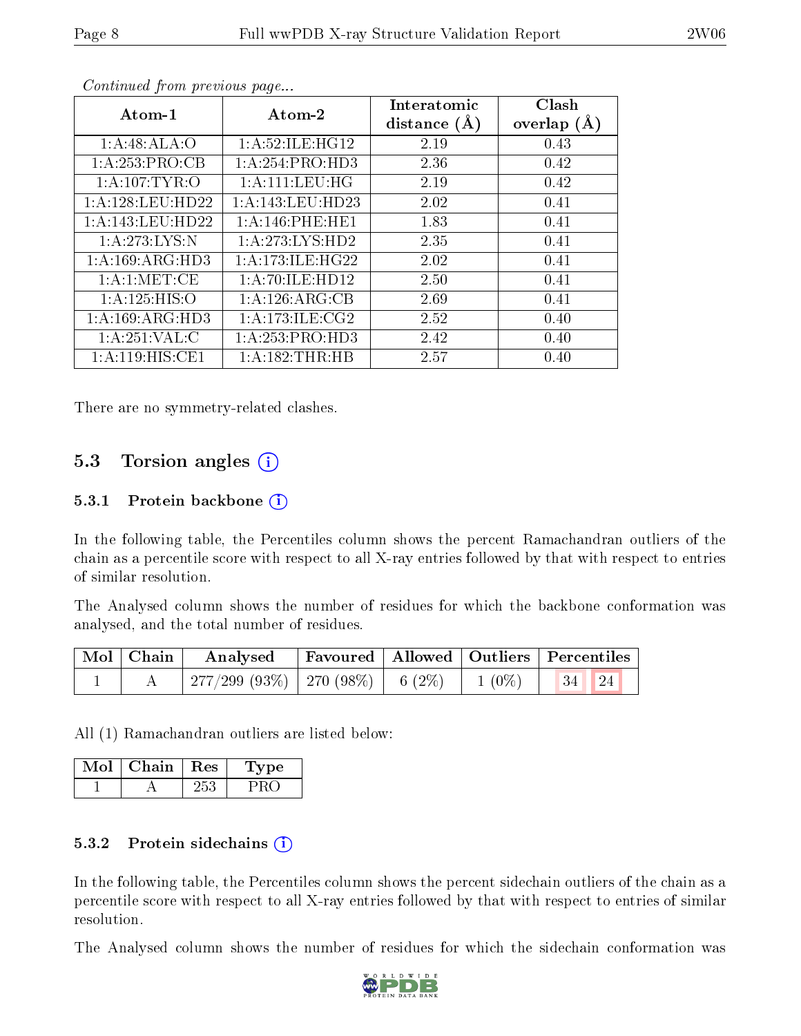*Continued from previous page...*

| Atom-1 | Atom-2 | Interatomic distance (Å) | Clash overlap (Å) |
|---|---|---|---|
| 1:A:48:ALA:O | 1:A:52:ILE:HG12 | 2.19 | 0.43 |
| 1:A:253:PRO:CB | 1:A:254:PRO:HD3 | 2.36 | 0.42 |
| 1:A:107:TYR:O | 1:A:111:LEU:HG | 2.19 | 0.42 |
| 1:A:128:LEU:HD22 | 1:A:143:LEU:HD23 | 2.02 | 0.41 |
| 1:A:143:LEU:HD22 | 1:A:146:PHE:HE1 | 1.83 | 0.41 |
| 1:A:273:LYS:N | 1:A:273:LYS:HD2 | 2.35 | 0.41 |
| 1:A:169:ARG:HD3 | 1:A:173:ILE:HG22 | 2.02 | 0.41 |
| 1:A:1:MET:CE | 1:A:70:ILE:HD12 | 2.50 | 0.41 |
| 1:A:125:HIS:O | 1:A:126:ARG:CB | 2.69 | 0.41 |
| 1:A:169:ARG:HD3 | 1:A:173:ILE:CG2 | 2.52 | 0.40 |
| 1:A:251:VAL:C | 1:A:253:PRO:HD3 | 2.42 | 0.40 |
| 1:A:119:HIS:CE1 | 1:A:182:THR:HB | 2.57 | 0.40 |

There are no symmetry-related clashes.

## 5.3 Torsion angles

### 5.3.1 Protein backbone

In the following table, the Percentiles column shows the percent Ramachandran outliers of the chain as a percentile score with respect to all X-ray entries followed by that with respect to entries of similar resolution.

The Analysed column shows the number of residues for which the backbone conformation was analysed, and the total number of residues.

| Mol | Chain | Analysed | Favoured | Allowed | Outliers | Percentiles | |
|---|---|---|---|---|---|---|---|
| 1 | A | 277/299 (93%) | 270 (98%) | 6 (2%) | 1 (0%) | 34 | 24 |

All (1) Ramachandran outliers are listed below:

| Mol | Chain | Res | Type |
|---|---|---|---|
| 1 | A | 253 | PRO |

### 5.3.2 Protein sidechains

In the following table, the Percentiles column shows the percent sidechain outliers of the chain as a percentile score with respect to all X-ray entries followed by that with respect to entries of similar resolution.

The Analysed column shows the number of residues for which the sidechain conformation was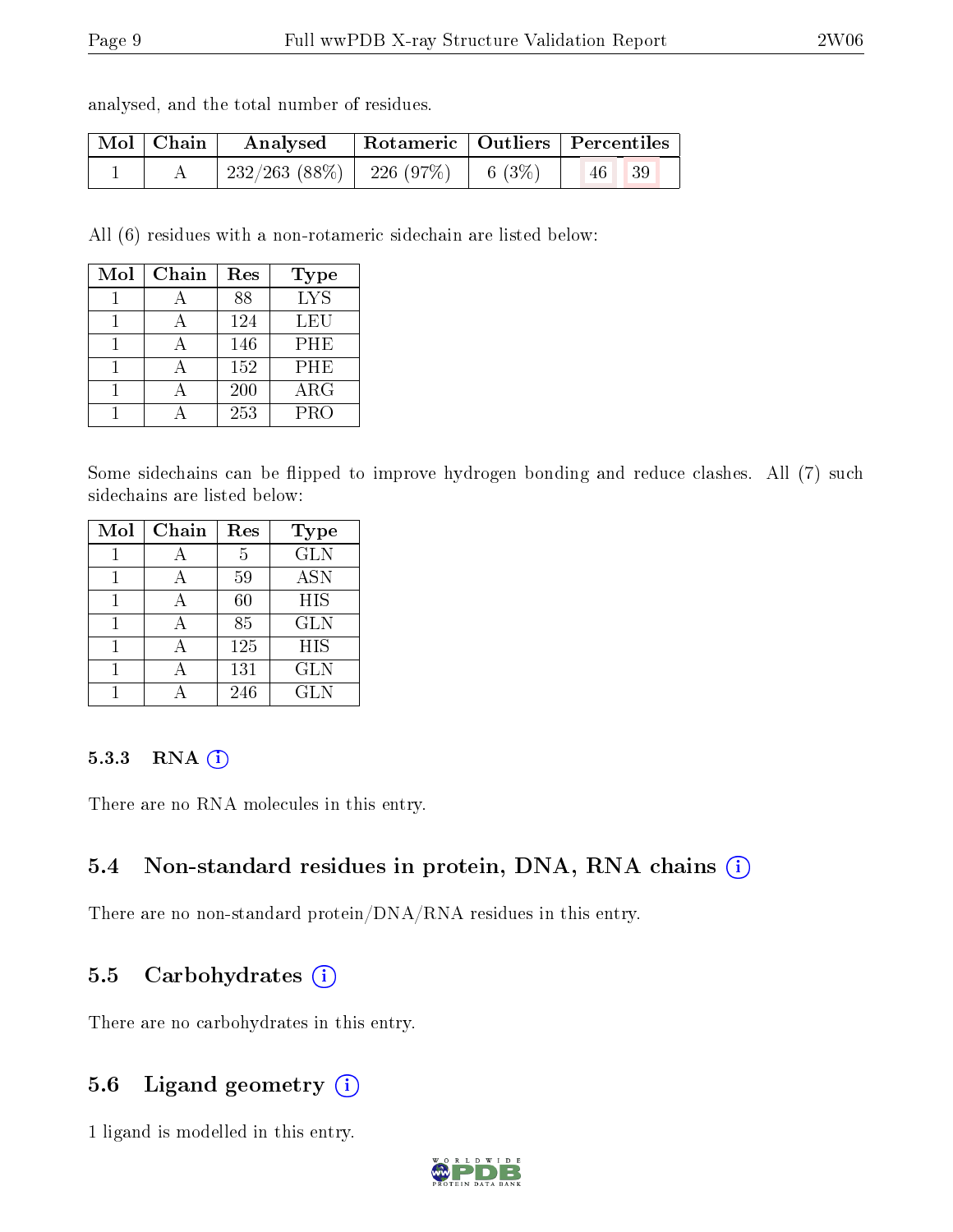analysed, and the total number of residues.

| Mol | Chain | Analysed | Rotameric | Outliers | Percentiles | |
|---|---|---|---|---|---|---|
| 1 | A | 232/263 (88%) | 226 (97%) | 6 (3%) | 46 | 39 |

All (6) residues with a non-rotameric sidechain are listed below:

| Mol | Chain | Res | Type |
|---|---|---|---|
| 1 | A | 88 | LYS |
| 1 | A | 124 | LEU |
| 1 | A | 146 | PHE |
| 1 | A | 152 | PHE |
| 1 | A | 200 | ARG |
| 1 | A | 253 | PRO |

Some sidechains can be flipped to improve hydrogen bonding and reduce clashes. All (7) such sidechains are listed below:

| Mol | Chain | Res | Type |
|---|---|---|---|
| 1 | A | 5 | GLN |
| 1 | A | 59 | ASN |
| 1 | A | 60 | HIS |
| 1 | A | 85 | GLN |
| 1 | A | 125 | HIS |
| 1 | A | 131 | GLN |
| 1 | A | 246 | GLN |

### 5.3.3 RNA

There are no RNA molecules in this entry.

## 5.4 Non-standard residues in protein, DNA, RNA chains

There are no non-standard protein/DNA/RNA residues in this entry.

## 5.5 Carbohydrates

There are no carbohydrates in this entry.

## 5.6 Ligand geometry

1 ligand is modelled in this entry.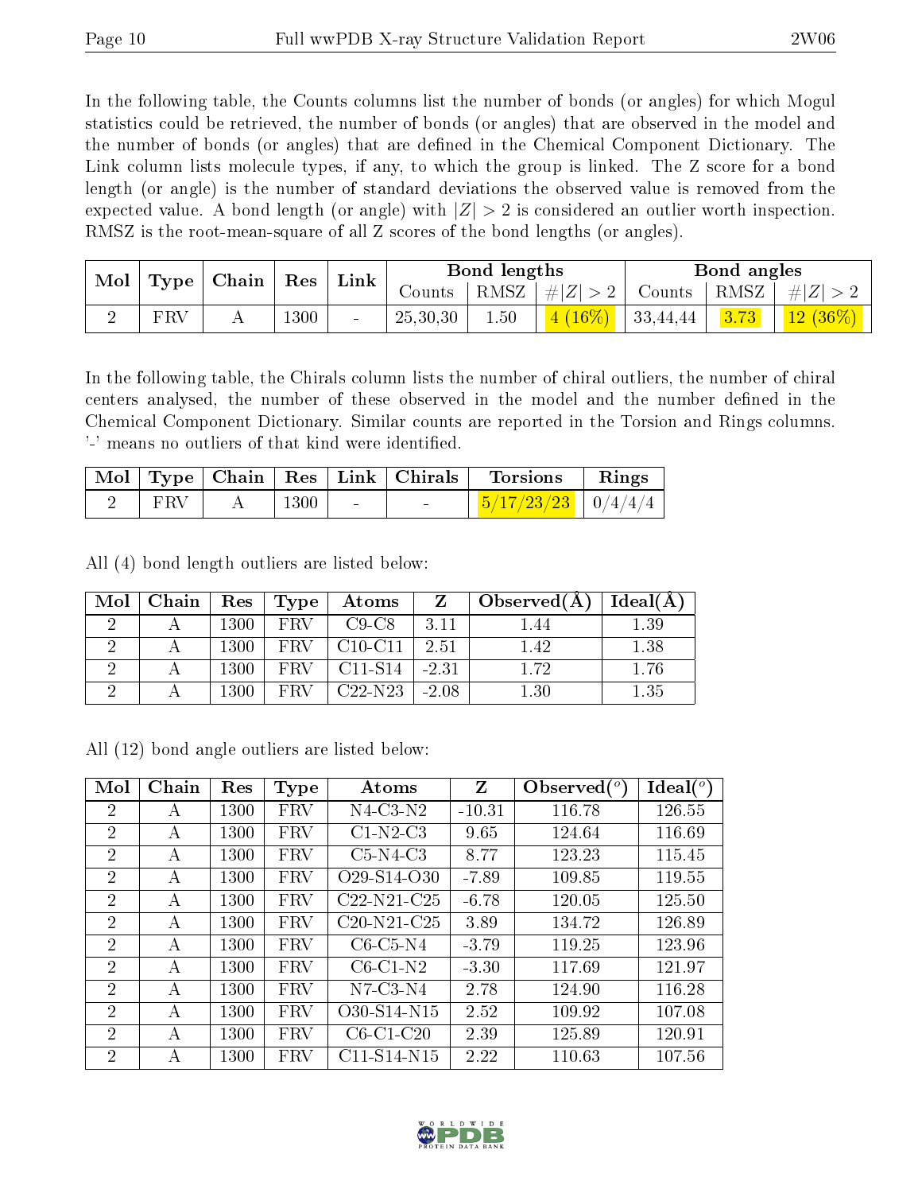In the following table, the Counts columns list the number of bonds (or angles) for which Mogul statistics could be retrieved, the number of bonds (or angles) that are observed in the model and the number of bonds (or angles) that are defined in the Chemical Component Dictionary. The Link column lists molecule types, if any, to which the group is linked. The Z score for a bond length (or angle) is the number of standard deviations the observed value is removed from the expected value. A bond length (or angle) with $|Z| > 2$ is considered an outlier worth inspection. RMSZ is the root-mean-square of all Z scores of the bond lengths (or angles).

| Mol | Type | Chain | Res | Link | Bond lengths | | | Bond angles | | |
|---|---|---|---|---|---|---|---|---|---|---|
| | | | | | Counts | RMSZ | $\#\|Z\| > 2$ | Counts | RMSZ | $\#\|Z\| > 2$ |
| 2 | FRV | A | 1300 | - | 25,30,30 | 1.50 | 4 (16%) | 33,44,44 | 3.73 | 12 (36%) |

In the following table, the Chirals column lists the number of chiral outliers, the number of chiral centers analysed, the number of these observed in the model and the number defined in the Chemical Component Dictionary. Similar counts are reported in the Torsion and Rings columns. '-' means no outliers of that kind were identified.

| Mol | Type | Chain | Res | Link | Chirals | Torsions | Rings |
|---|---|---|---|---|---|---|---|
| 2 | FRV | A | 1300 | - | - | 5/17/23/23 | 0/4/4/4 |

All (4) bond length outliers are listed below:

| Mol | Chain | Res | Type | Atoms | Z | Observed(Å) | Ideal(Å) |
|---|---|---|---|---|---|---|---|
| 2 | A | 1300 | FRV | C9-C8 | 3.11 | 1.44 | 1.39 |
| 2 | A | 1300 | FRV | C10-C11 | 2.51 | 1.42 | 1.38 |
| 2 | A | 1300 | FRV | C11-S14 | -2.31 | 1.72 | 1.76 |
| 2 | A | 1300 | FRV | C22-N23 | -2.08 | 1.30 | 1.35 |

All (12) bond angle outliers are listed below:

| Mol | Chain | Res | Type | Atoms | Z | Observed($^o$) | Ideal($^o$) |
|---|---|---|---|---|---|---|---|
| 2 | A | 1300 | FRV | N4-C3-N2 | -10.31 | 116.78 | 126.55 |
| 2 | A | 1300 | FRV | C1-N2-C3 | 9.65 | 124.64 | 116.69 |
| 2 | A | 1300 | FRV | C5-N4-C3 | 8.77 | 123.23 | 115.45 |
| 2 | A | 1300 | FRV | O29-S14-O30 | -7.89 | 109.85 | 119.55 |
| 2 | A | 1300 | FRV | C22-N21-C25 | -6.78 | 120.05 | 125.50 |
| 2 | A | 1300 | FRV | C20-N21-C25 | 3.89 | 134.72 | 126.89 |
| 2 | A | 1300 | FRV | C6-C5-N4 | -3.79 | 119.25 | 123.96 |
| 2 | A | 1300 | FRV | C6-C1-N2 | -3.30 | 117.69 | 121.97 |
| 2 | A | 1300 | FRV | N7-C3-N4 | 2.78 | 124.90 | 116.28 |
| 2 | A | 1300 | FRV | O30-S14-N15 | 2.52 | 109.92 | 107.08 |
| 2 | A | 1300 | FRV | C6-C1-C20 | 2.39 | 125.89 | 120.91 |
| 2 | A | 1300 | FRV | C11-S14-N15 | 2.22 | 110.63 | 107.56 |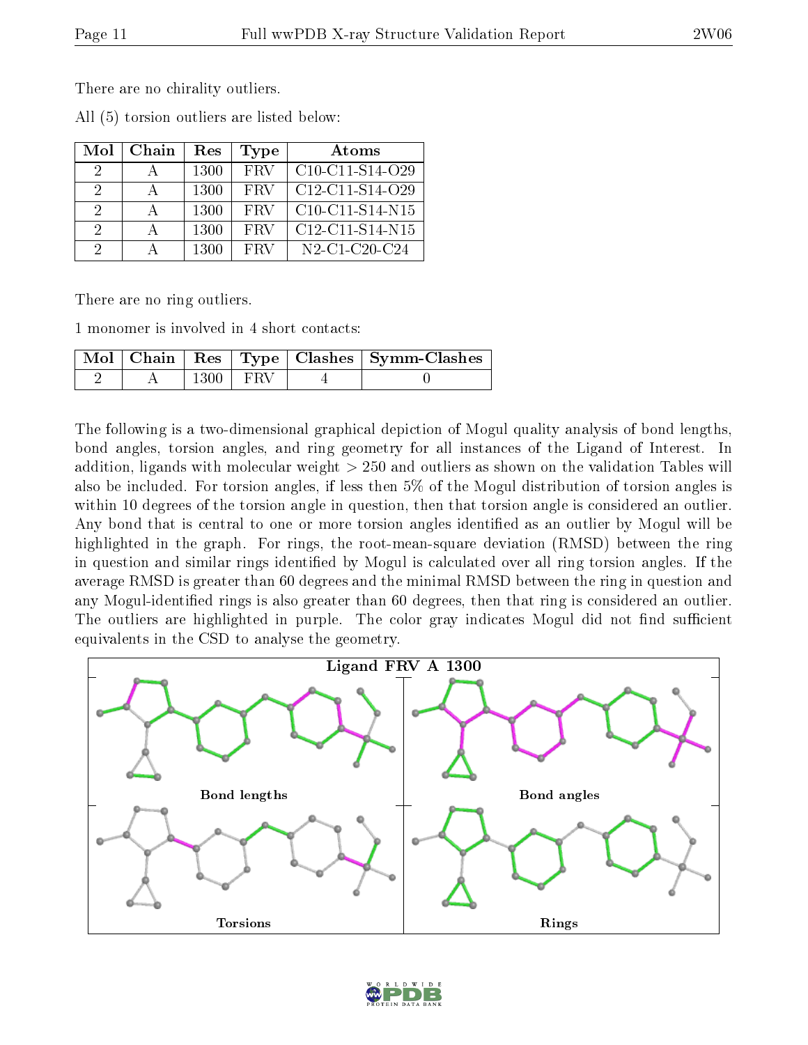There are no chirality outliers.

All (5) torsion outliers are listed below:

| Mol | Chain | Res | Type | Atoms |
|---|---|---|---|---|
| 2 | A | 1300 | FRV | C10-C11-S14-O29 |
| 2 | A | 1300 | FRV | C12-C11-S14-O29 |
| 2 | A | 1300 | FRV | C10-C11-S14-N15 |
| 2 | A | 1300 | FRV | C12-C11-S14-N15 |
| 2 | A | 1300 | FRV | N2-C1-C20-C24 |

There are no ring outliers.

1 monomer is involved in 4 short contacts:

| Mol | Chain | Res | Type | Clashes | Symm-Clashes |
|---|---|---|---|---|---|
| 2 | A | 1300 | FRV | 4 | 0 |

The following is a two-dimensional graphical depiction of Mogul quality analysis of bond lengths, bond angles, torsion angles, and ring geometry for all instances of the Ligand of Interest. In addition, ligands with molecular weight > 250 and outliers as shown on the validation Tables will also be included. For torsion angles, if less then 5% of the Mogul distribution of torsion angles is within 10 degrees of the torsion angle in question, then that torsion angle is considered an outlier. Any bond that is central to one or more torsion angles identified as an outlier by Mogul will be highlighted in the graph. For rings, the root-mean-square deviation (RMSD) between the ring in question and similar rings identified by Mogul is calculated over all ring torsion angles. If the average RMSD is greater than 60 degrees and the minimal RMSD between the ring in question and any Mogul-identified rings is also greater than 60 degrees, then that ring is considered an outlier. The outliers are highlighted in purple. The color gray indicates Mogul did not find sufficient equivalents in the CSD to analyse the geometry.

Ligand FRV A 1300

Bond lengths | Bond angles | Torsions | Rings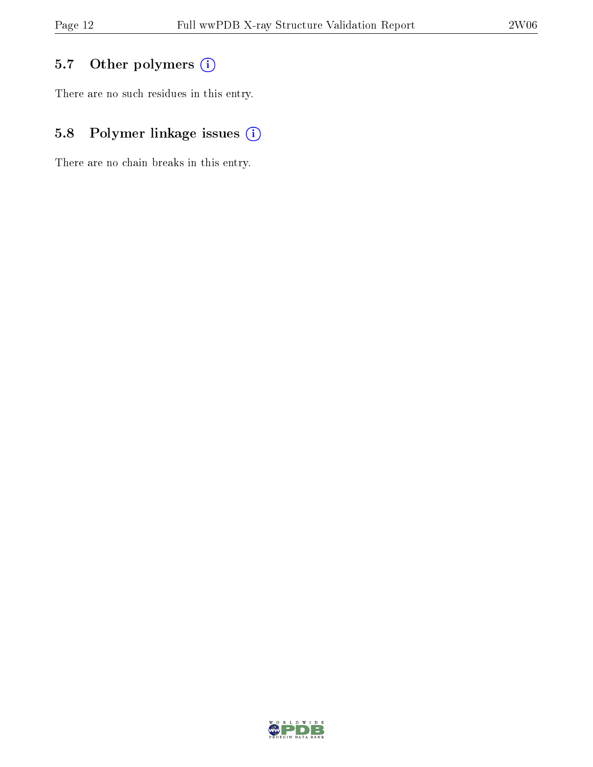### 5.7 Other polymers

There are no such residues in this entry.

### 5.8 Polymer linkage issues

There are no chain breaks in this entry.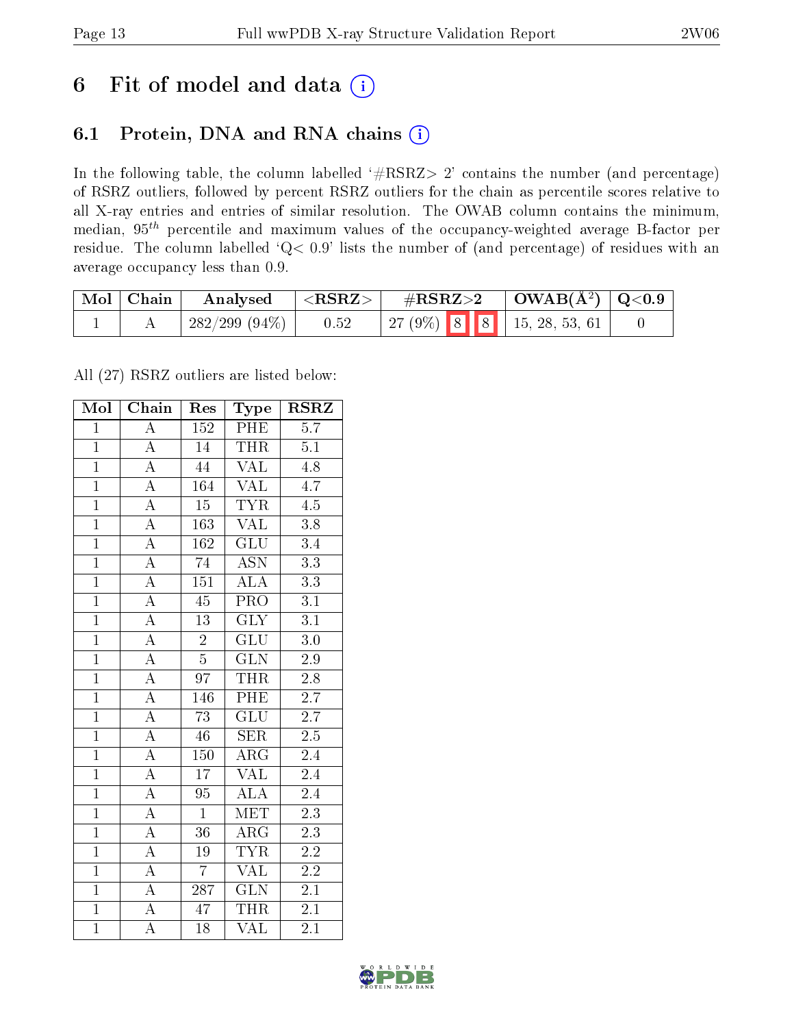# 6 Fit of model and data

## 6.1 Protein, DNA and RNA chains

In the following table, the column labelled '#RSRZ> 2' contains the number (and percentage) of RSRZ outliers, followed by percent RSRZ outliers for the chain as percentile scores relative to all X-ray entries and entries of similar resolution. The OWAB column contains the minimum, median, $95^{th}$ percentile and maximum values of the occupancy-weighted average B-factor per residue. The column labelled 'Q< 0.9' lists the number of (and percentage) of residues with an average occupancy less than 0.9.

| Mol | Chain | Analysed | <RSRZ> | #RSRZ>2 | OWAB(Å$^2$) | Q<0.9 |
|---|---|---|---|---|---|---|
| 1 | A | 282/299 (94%) | 0.52 | 27 (9%) 8 8 | 15, 28, 53, 61 | 0 |

All (27) RSRZ outliers are listed below:

| Mol | Chain | Res | Type | RSRZ |
|---|---|---|---|---|
| 1 | A | 152 | PHE | 5.7 |
| 1 | A | 14 | THR | 5.1 |
| 1 | A | 44 | VAL | 4.8 |
| 1 | A | 164 | VAL | 4.7 |
| 1 | A | 15 | TYR | 4.5 |
| 1 | A | 163 | VAL | 3.8 |
| 1 | A | 162 | GLU | 3.4 |
| 1 | A | 74 | ASN | 3.3 |
| 1 | A | 151 | ALA | 3.3 |
| 1 | A | 45 | PRO | 3.1 |
| 1 | A | 13 | GLY | 3.1 |
| 1 | A | 2 | GLU | 3.0 |
| 1 | A | 5 | GLN | 2.9 |
| 1 | A | 97 | THR | 2.8 |
| 1 | A | 146 | PHE | 2.7 |
| 1 | A | 73 | GLU | 2.7 |
| 1 | A | 46 | SER | 2.5 |
| 1 | A | 150 | ARG | 2.4 |
| 1 | A | 17 | VAL | 2.4 |
| 1 | A | 95 | ALA | 2.4 |
| 1 | A | 1 | MET | 2.3 |
| 1 | A | 36 | ARG | 2.3 |
| 1 | A | 19 | TYR | 2.2 |
| 1 | A | 7 | VAL | 2.2 |
| 1 | A | 287 | GLN | 2.1 |
| 1 | A | 47 | THR | 2.1 |
| 1 | A | 18 | VAL | 2.1 |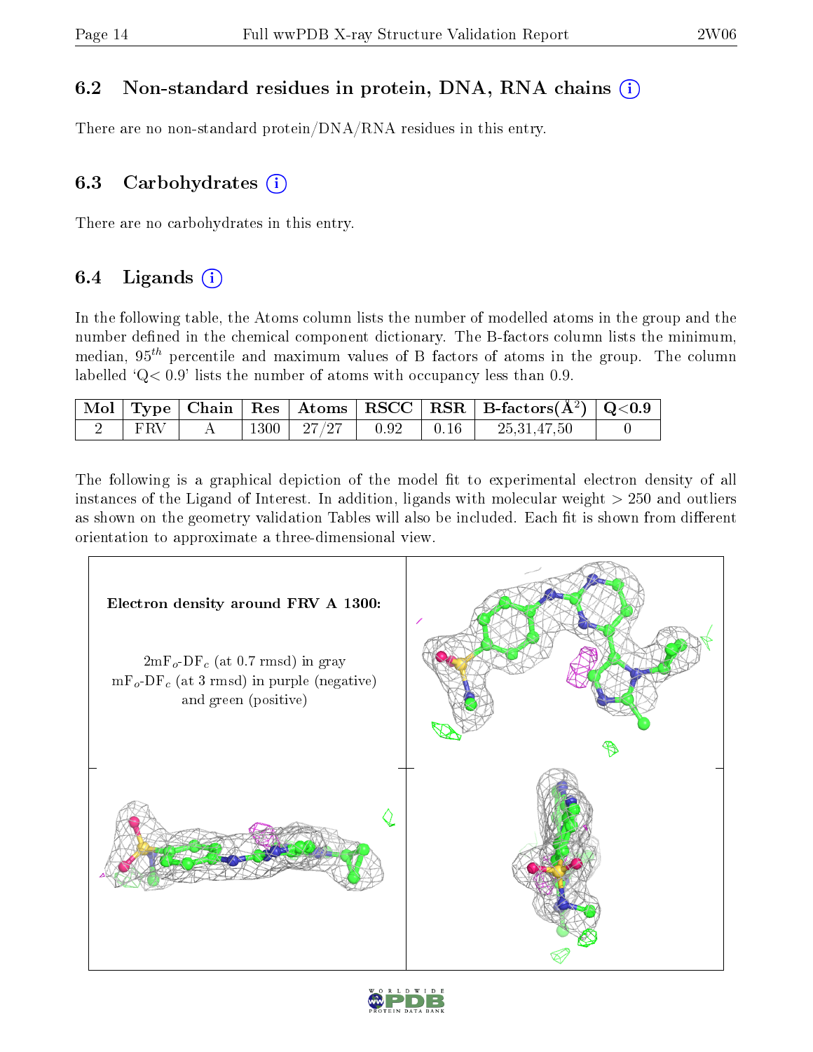### 6.2 Non-standard residues in protein, DNA, RNA chains

There are no non-standard protein/DNA/RNA residues in this entry.

### 6.3 Carbohydrates

There are no carbohydrates in this entry.

### 6.4 Ligands

In the following table, the Atoms column lists the number of modelled atoms in the group and the number defined in the chemical component dictionary. The B-factors column lists the minimum, median, $95^{th}$ percentile and maximum values of B factors of atoms in the group. The column labelled 'Q< 0.9' lists the number of atoms with occupancy less than 0.9.

| Mol | Type | Chain | Res | Atoms | RSCC | RSR | B-factors(Å$^2$) | Q<0.9 |
|---|---|---|---|---|---|---|---|---|
| 2 | FRV | A | 1300 | 27/27 | 0.92 | 0.16 | 25,31,47,50 | 0 |

The following is a graphical depiction of the model fit to experimental electron density of all instances of the Ligand of Interest. In addition, ligands with molecular weight > 250 and outliers as shown on the geometry validation Tables will also be included. Each fit is shown from different orientation to approximate a three-dimensional view.

**Electron density around FRV A 1300:**

$2mF_o$-$DF_c$ (at 0.7 rmsd) in gray
$mF_o$-$DF_c$ (at 3 rmsd) in purple (negative) and green (positive)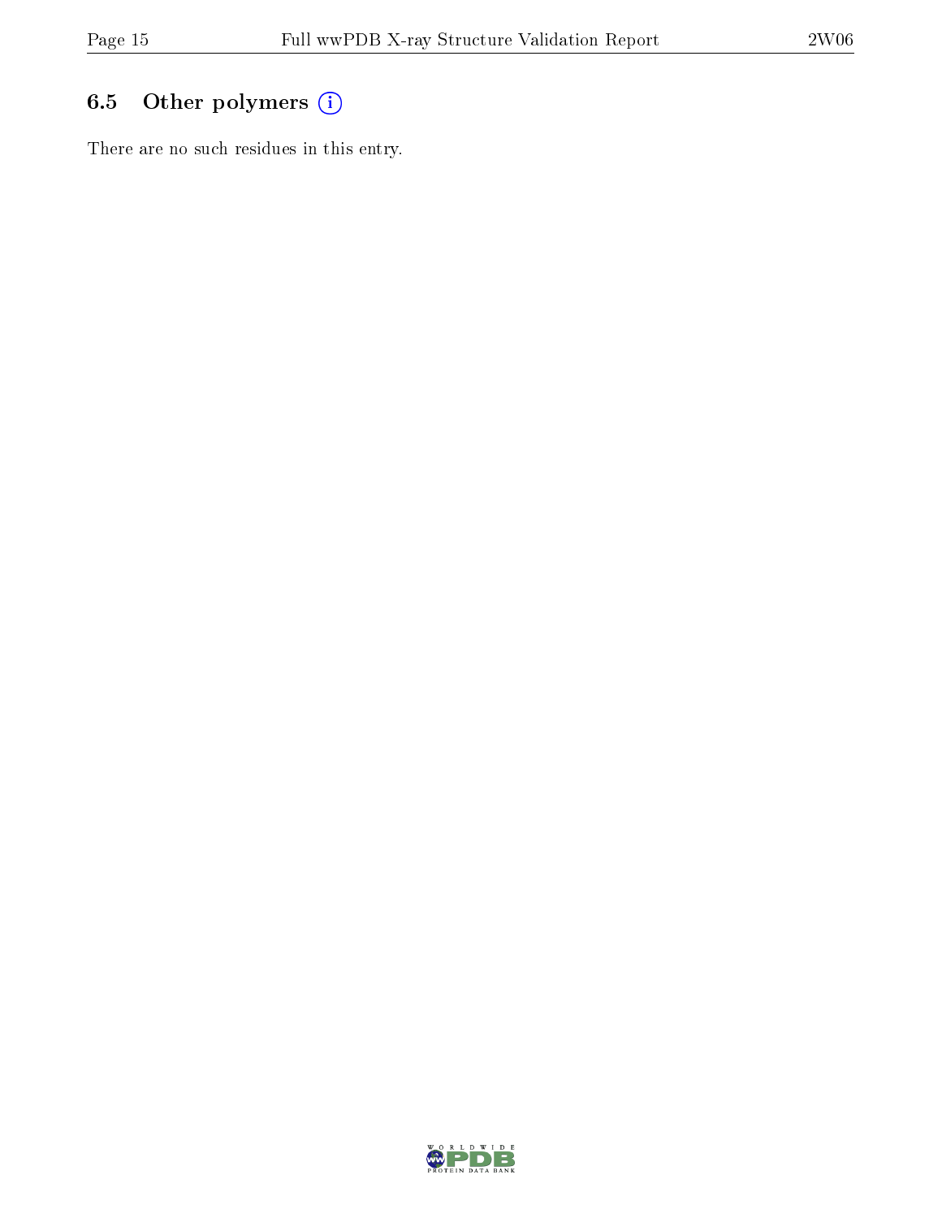### 6.5 Other polymers

There are no such residues in this entry.